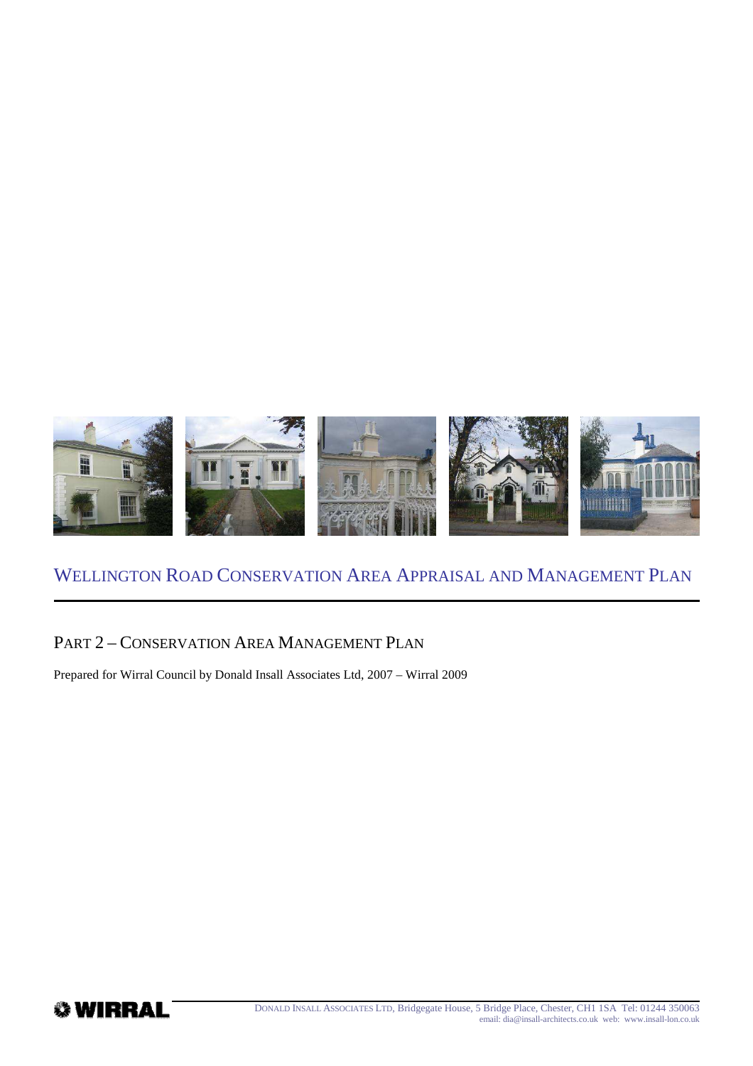# WELLINGTON ROAD CONSERVATION AREA APPRAISAL AND MANAGEMENT PLAN

## PART 2 – CONSERVATION AREA MANAGEMENT PLAN

Prepared for Wirral Council by Donald Insall Associates Ltd, 2007 – Wirral 2009

WIRRAL

DONALD INSALL ASSOCIATES LTD, Bridgegate House, 5 Bridge Place, Chester, CH1 1SA Tel: 01244 350063
email: dia@insall-architects.co.uk web: www.insall-lon.co.uk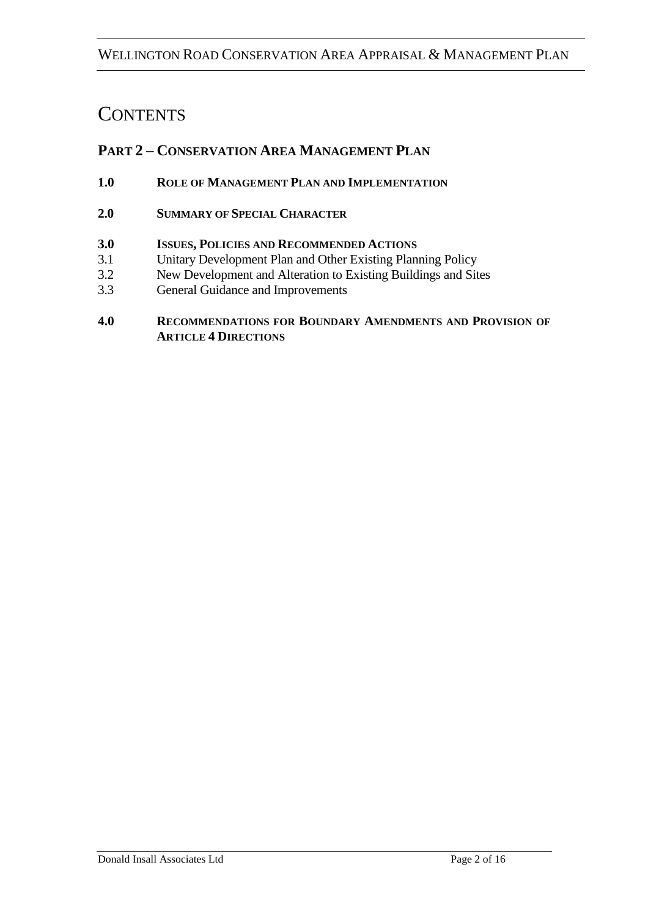# CONTENTS

## PART 2 – CONSERVATION AREA MANAGEMENT PLAN

**1.0 ROLE OF MANAGEMENT PLAN AND IMPLEMENTATION**

**2.0 SUMMARY OF SPECIAL CHARACTER**

**3.0 ISSUES, POLICIES AND RECOMMENDED ACTIONS**

3.1 Unitary Development Plan and Other Existing Planning Policy

3.2 New Development and Alteration to Existing Buildings and Sites

3.3 General Guidance and Improvements

**4.0 RECOMMENDATIONS FOR BOUNDARY AMENDMENTS AND PROVISION OF ARTICLE 4 DIRECTIONS**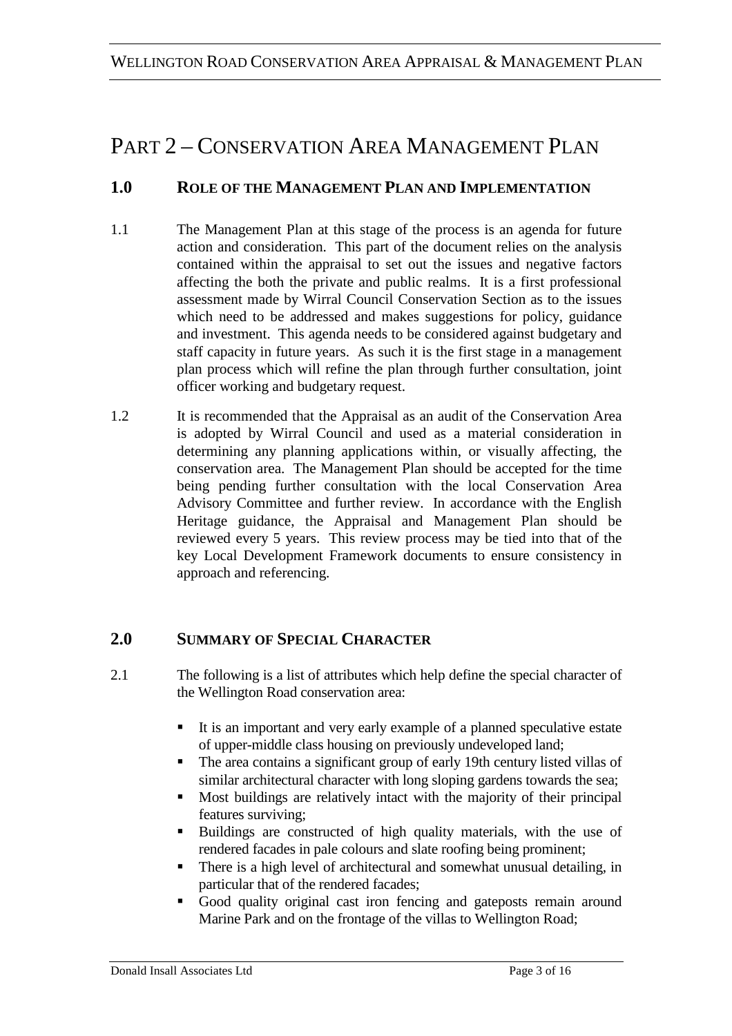# PART 2 – CONSERVATION AREA MANAGEMENT PLAN

## 1.0 ROLE OF THE MANAGEMENT PLAN AND IMPLEMENTATION

1.1 The Management Plan at this stage of the process is an agenda for future action and consideration. This part of the document relies on the analysis contained within the appraisal to set out the issues and negative factors affecting the both the private and public realms. It is a first professional assessment made by Wirral Council Conservation Section as to the issues which need to be addressed and makes suggestions for policy, guidance and investment. This agenda needs to be considered against budgetary and staff capacity in future years. As such it is the first stage in a management plan process which will refine the plan through further consultation, joint officer working and budgetary request.

1.2 It is recommended that the Appraisal as an audit of the Conservation Area is adopted by Wirral Council and used as a material consideration in determining any planning applications within, or visually affecting, the conservation area. The Management Plan should be accepted for the time being pending further consultation with the local Conservation Area Advisory Committee and further review. In accordance with the English Heritage guidance, the Appraisal and Management Plan should be reviewed every 5 years. This review process may be tied into that of the key Local Development Framework documents to ensure consistency in approach and referencing.

## 2.0 SUMMARY OF SPECIAL CHARACTER

2.1 The following is a list of attributes which help define the special character of the Wellington Road conservation area:

- It is an important and very early example of a planned speculative estate of upper-middle class housing on previously undeveloped land;
- The area contains a significant group of early 19th century listed villas of similar architectural character with long sloping gardens towards the sea;
- Most buildings are relatively intact with the majority of their principal features surviving;
- Buildings are constructed of high quality materials, with the use of rendered facades in pale colours and slate roofing being prominent;
- There is a high level of architectural and somewhat unusual detailing, in particular that of the rendered facades;
- Good quality original cast iron fencing and gateposts remain around Marine Park and on the frontage of the villas to Wellington Road;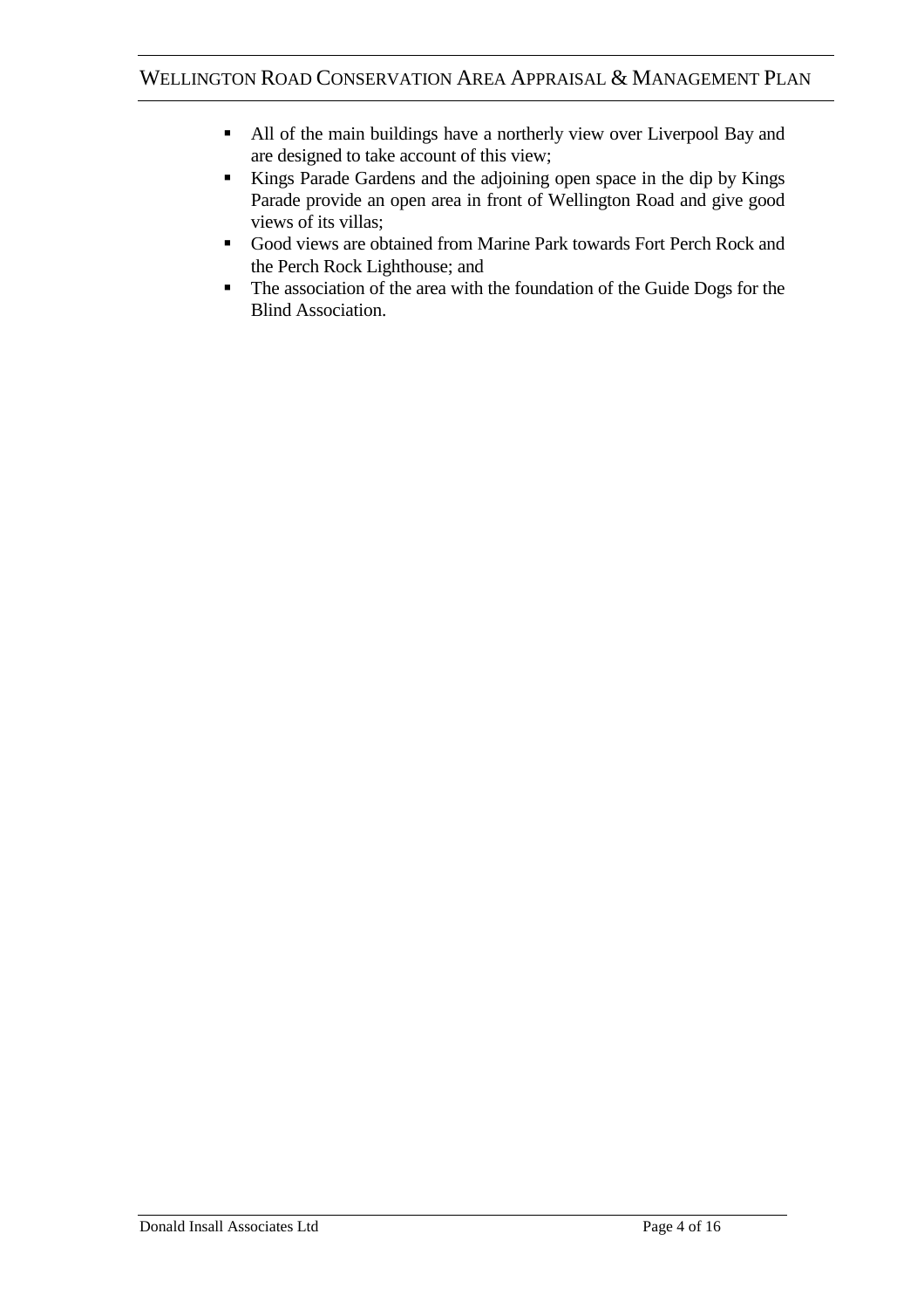- All of the main buildings have a northerly view over Liverpool Bay and are designed to take account of this view;
- Kings Parade Gardens and the adjoining open space in the dip by Kings Parade provide an open area in front of Wellington Road and give good views of its villas;
- Good views are obtained from Marine Park towards Fort Perch Rock and the Perch Rock Lighthouse; and
- The association of the area with the foundation of the Guide Dogs for the Blind Association.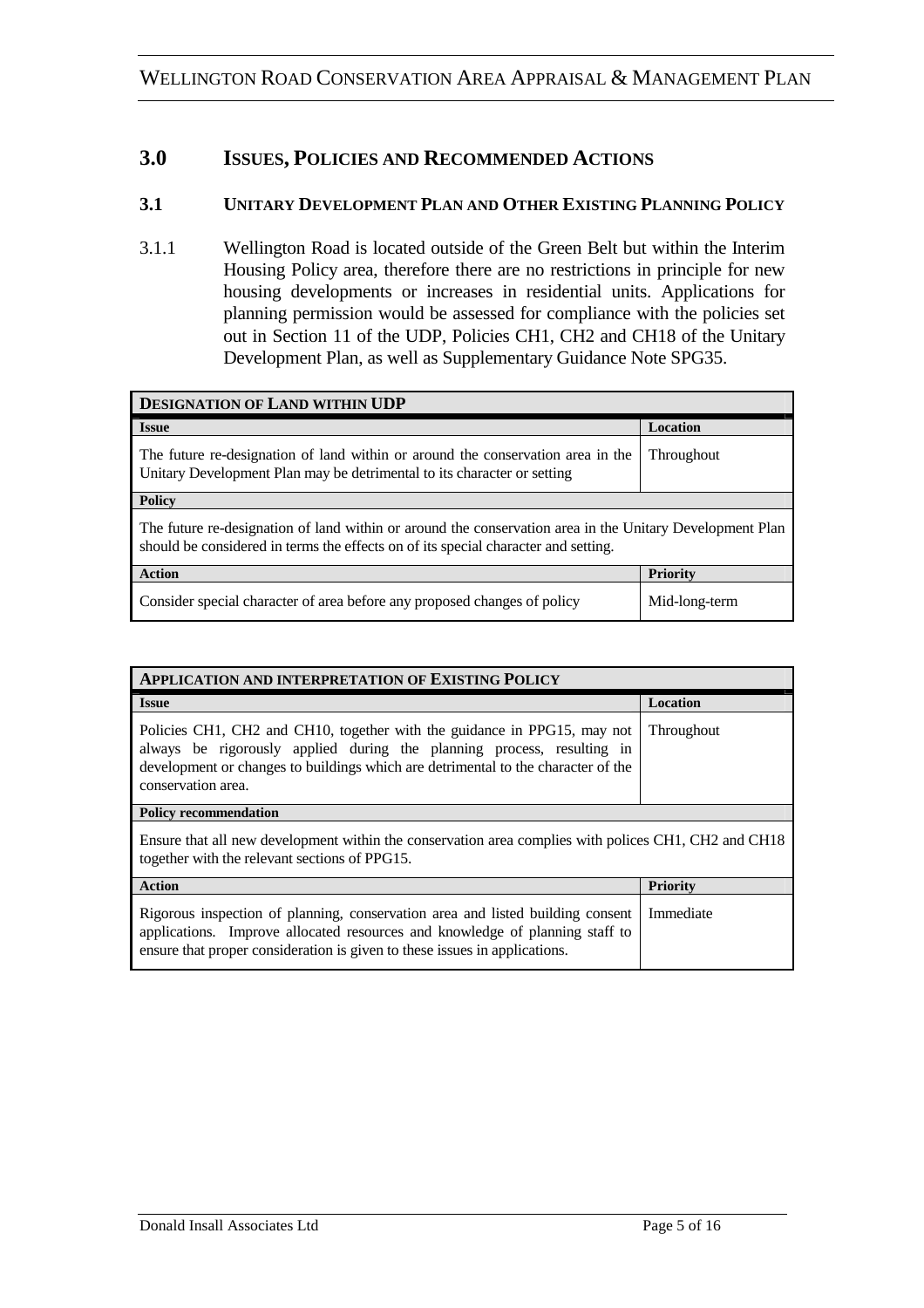## 3.0 ISSUES, POLICIES AND RECOMMENDED ACTIONS

### 3.1 UNITARY DEVELOPMENT PLAN AND OTHER EXISTING PLANNING POLICY

3.1.1 Wellington Road is located outside of the Green Belt but within the Interim Housing Policy area, therefore there are no restrictions in principle for new housing developments or increases in residential units. Applications for planning permission would be assessed for compliance with the policies set out in Section 11 of the UDP, Policies CH1, CH2 and CH18 of the Unitary Development Plan, as well as Supplementary Guidance Note SPG35.

| **DESIGNATION OF LAND WITHIN UDP** | |
|---|---|
| **Issue** | **Location** |
| The future re-designation of land within or around the conservation area in the Unitary Development Plan may be detrimental to its character or setting | Throughout |
| **Policy** | |
| The future re-designation of land within or around the conservation area in the Unitary Development Plan should be considered in terms the effects on of its special character and setting. | |
| **Action** | **Priority** |
| Consider special character of area before any proposed changes of policy | Mid-long-term |

| **APPLICATION AND INTERPRETATION OF EXISTING POLICY** | |
|---|---|
| **Issue** | **Location** |
| Policies CH1, CH2 and CH10, together with the guidance in PPG15, may not always be rigorously applied during the planning process, resulting in development or changes to buildings which are detrimental to the character of the conservation area. | Throughout |
| **Policy recommendation** | |
| Ensure that all new development within the conservation area complies with polices CH1, CH2 and CH18 together with the relevant sections of PPG15. | |
| **Action** | **Priority** |
| Rigorous inspection of planning, conservation area and listed building consent applications. Improve allocated resources and knowledge of planning staff to ensure that proper consideration is given to these issues in applications. | Immediate |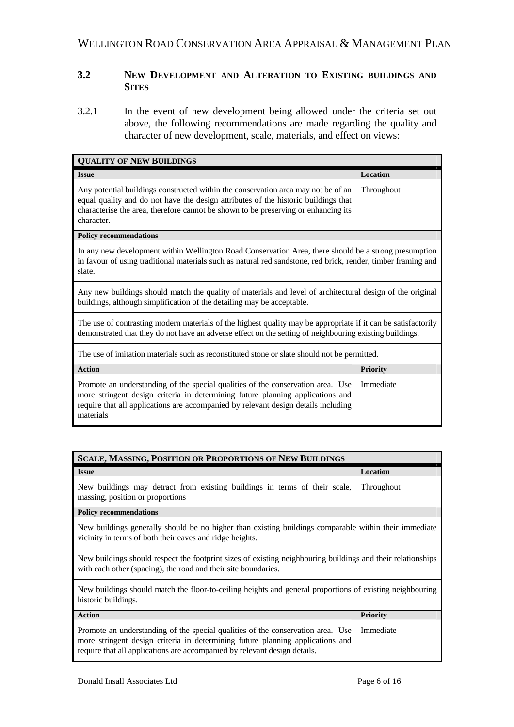### 3.2 New Development and Alteration to Existing buildings and Sites

3.2.1 In the event of new development being allowed under the criteria set out above, the following recommendations are made regarding the quality and character of new development, scale, materials, and effect on views:

| **Quality of New Buildings** | |
|---|---|
| **Issue** | **Location** |
| Any potential buildings constructed within the conservation area may not be of an equal quality and do not have the design attributes of the historic buildings that characterise the area, therefore cannot be shown to be preserving or enhancing its character. | Throughout |
| **Policy recommendations** | |
| In any new development within Wellington Road Conservation Area, there should be a strong presumption in favour of using traditional materials such as natural red sandstone, red brick, render, timber framing and slate. | |
| Any new buildings should match the quality of materials and level of architectural design of the original buildings, although simplification of the detailing may be acceptable. | |
| The use of contrasting modern materials of the highest quality may be appropriate if it can be satisfactorily demonstrated that they do not have an adverse effect on the setting of neighbouring existing buildings. | |
| The use of imitation materials such as reconstituted stone or slate should not be permitted. | |
| **Action** | **Priority** |
| Promote an understanding of the special qualities of the conservation area. Use more stringent design criteria in determining future planning applications and require that all applications are accompanied by relevant design details including materials | Immediate |

| **Scale, Massing, Position or Proportions of New Buildings** | |
|---|---|
| **Issue** | **Location** |
| New buildings may detract from existing buildings in terms of their scale, massing, position or proportions | Throughout |
| **Policy recommendations** | |
| New buildings generally should be no higher than existing buildings comparable within their immediate vicinity in terms of both their eaves and ridge heights. | |
| New buildings should respect the footprint sizes of existing neighbouring buildings and their relationships with each other (spacing), the road and their site boundaries. | |
| New buildings should match the floor-to-ceiling heights and general proportions of existing neighbouring historic buildings. | |
| **Action** | **Priority** |
| Promote an understanding of the special qualities of the conservation area. Use more stringent design criteria in determining future planning applications and require that all applications are accompanied by relevant design details. | Immediate |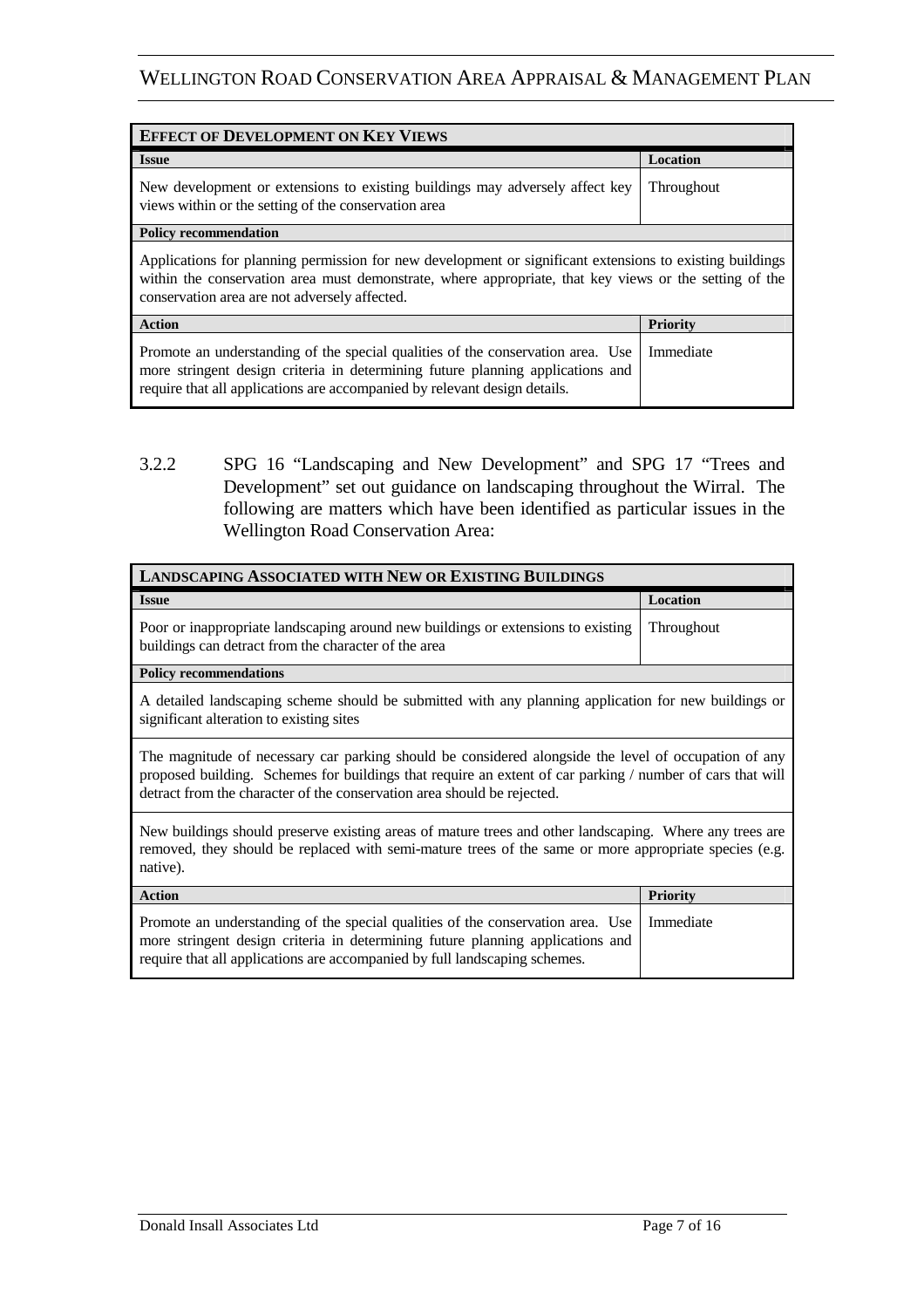| **EFFECT OF DEVELOPMENT ON KEY VIEWS** | |
|---|---|
| **Issue** | **Location** |
| New development or extensions to existing buildings may adversely affect key views within or the setting of the conservation area | Throughout |
| **Policy recommendation** | |
| Applications for planning permission for new development or significant extensions to existing buildings within the conservation area must demonstrate, where appropriate, that key views or the setting of the conservation area are not adversely affected. | |
| **Action** | **Priority** |
| Promote an understanding of the special qualities of the conservation area. Use more stringent design criteria in determining future planning applications and require that all applications are accompanied by relevant design details. | Immediate |

3.2.2 SPG 16 "Landscaping and New Development" and SPG 17 "Trees and Development" set out guidance on landscaping throughout the Wirral. The following are matters which have been identified as particular issues in the Wellington Road Conservation Area:

| **LANDSCAPING ASSOCIATED WITH NEW OR EXISTING BUILDINGS** | |
|---|---|
| **Issue** | **Location** |
| Poor or inappropriate landscaping around new buildings or extensions to existing buildings can detract from the character of the area | Throughout |
| **Policy recommendations** | |
| A detailed landscaping scheme should be submitted with any planning application for new buildings or significant alteration to existing sites | |
| The magnitude of necessary car parking should be considered alongside the level of occupation of any proposed building. Schemes for buildings that require an extent of car parking / number of cars that will detract from the character of the conservation area should be rejected. | |
| New buildings should preserve existing areas of mature trees and other landscaping. Where any trees are removed, they should be replaced with semi-mature trees of the same or more appropriate species (e.g. native). | |
| **Action** | **Priority** |
| Promote an understanding of the special qualities of the conservation area. Use more stringent design criteria in determining future planning applications and require that all applications are accompanied by full landscaping schemes. | Immediate |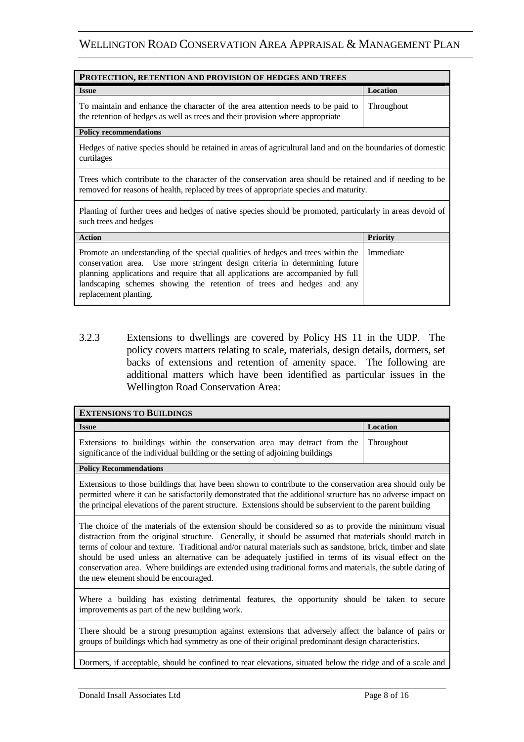| **PROTECTION, RETENTION AND PROVISION OF HEDGES AND TREES** | |
|---|---|
| **Issue** | **Location** |
| To maintain and enhance the character of the area attention needs to be paid to the retention of hedges as well as trees and their provision where appropriate | Throughout |
| **Policy recommendations** | |
| Hedges of native species should be retained in areas of agricultural land and on the boundaries of domestic curtilages | |
| Trees which contribute to the character of the conservation area should be retained and if needing to be removed for reasons of health, replaced by trees of appropriate species and maturity. | |
| Planting of further trees and hedges of native species should be promoted, particularly in areas devoid of such trees and hedges | |
| **Action** | **Priority** |
| Promote an understanding of the special qualities of hedges and trees within the conservation area. Use more stringent design criteria in determining future planning applications and require that all applications are accompanied by full landscaping schemes showing the retention of trees and hedges and any replacement planting. | Immediate |

3.2.3 Extensions to dwellings are covered by Policy HS 11 in the UDP. The policy covers matters relating to scale, materials, design details, dormers, set backs of extensions and retention of amenity space. The following are additional matters which have been identified as particular issues in the Wellington Road Conservation Area:

| **EXTENSIONS TO BUILDINGS** | |
|---|---|
| **Issue** | **Location** |
| Extensions to buildings within the conservation area may detract from the significance of the individual building or the setting of adjoining buildings | Throughout |
| **Policy Recommendations** | |
| Extensions to those buildings that have been shown to contribute to the conservation area should only be permitted where it can be satisfactorily demonstrated that the additional structure has no adverse impact on the principal elevations of the parent structure. Extensions should be subservient to the parent building | |
| The choice of the materials of the extension should be considered so as to provide the minimum visual distraction from the original structure. Generally, it should be assumed that materials should match in terms of colour and texture. Traditional and/or natural materials such as sandstone, brick, timber and slate should be used unless an alternative can be adequately justified in terms of its visual effect on the conservation area. Where buildings are extended using traditional forms and materials, the subtle dating of the new element should be encouraged. | |
| Where a building has existing detrimental features, the opportunity should be taken to secure improvements as part of the new building work. | |
| There should be a strong presumption against extensions that adversely affect the balance of pairs or groups of buildings which had symmetry as one of their original predominant design characteristics. | |
| Dormers, if acceptable, should be confined to rear elevations, situated below the ridge and of a scale and | |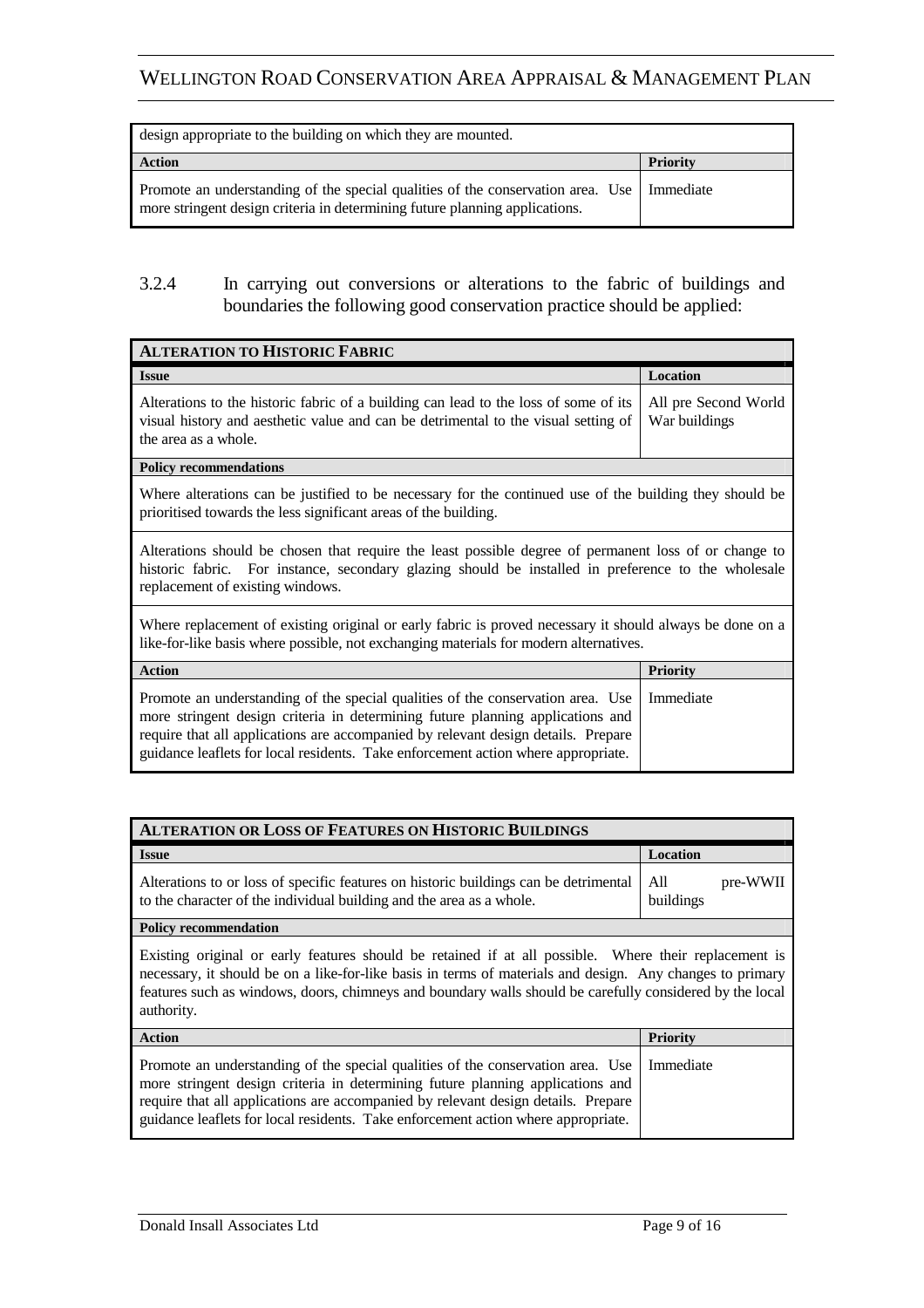| design appropriate to the building on which they are mounted. | |
|---|---|
| **Action** | **Priority** |
| Promote an understanding of the special qualities of the conservation area. Use more stringent design criteria in determining future planning applications. | Immediate |

3.2.4 In carrying out conversions or alterations to the fabric of buildings and boundaries the following good conservation practice should be applied:

| **ALTERATION TO HISTORIC FABRIC** | |
|---|---|
| **Issue** | **Location** |
| Alterations to the historic fabric of a building can lead to the loss of some of its visual history and aesthetic value and can be detrimental to the visual setting of the area as a whole. | All pre Second World War buildings |
| **Policy recommendations** | |
| Where alterations can be justified to be necessary for the continued use of the building they should be prioritised towards the less significant areas of the building. | |
| Alterations should be chosen that require the least possible degree of permanent loss of or change to historic fabric. For instance, secondary glazing should be installed in preference to the wholesale replacement of existing windows. | |
| Where replacement of existing original or early fabric is proved necessary it should always be done on a like-for-like basis where possible, not exchanging materials for modern alternatives. | |
| **Action** | **Priority** |
| Promote an understanding of the special qualities of the conservation area. Use more stringent design criteria in determining future planning applications and require that all applications are accompanied by relevant design details. Prepare guidance leaflets for local residents. Take enforcement action where appropriate. | Immediate |

| **ALTERATION OR LOSS OF FEATURES ON HISTORIC BUILDINGS** | |
|---|---|
| **Issue** | **Location** |
| Alterations to or loss of specific features on historic buildings can be detrimental to the character of the individual building and the area as a whole. | All pre-WWII buildings |
| **Policy recommendation** | |
| Existing original or early features should be retained if at all possible. Where their replacement is necessary, it should be on a like-for-like basis in terms of materials and design. Any changes to primary features such as windows, doors, chimneys and boundary walls should be carefully considered by the local authority. | |
| **Action** | **Priority** |
| Promote an understanding of the special qualities of the conservation area. Use more stringent design criteria in determining future planning applications and require that all applications are accompanied by relevant design details. Prepare guidance leaflets for local residents. Take enforcement action where appropriate. | Immediate |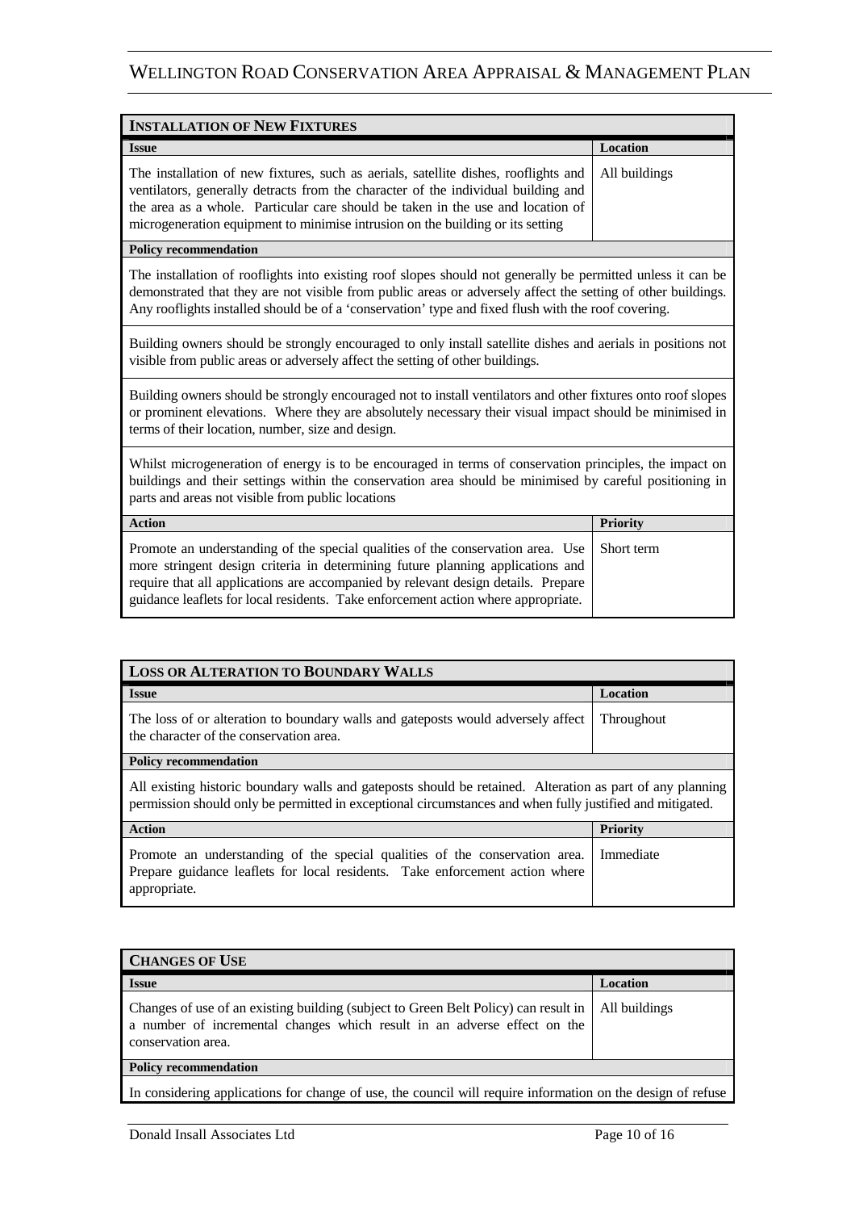| **INSTALLATION OF NEW FIXTURES** | |
|---|---|
| **Issue** | **Location** |
| The installation of new fixtures, such as aerials, satellite dishes, rooflights and ventilators, generally detracts from the character of the individual building and the area as a whole. Particular care should be taken in the use and location of microgeneration equipment to minimise intrusion on the building or its setting | All buildings |
| **Policy recommendation** | |
| The installation of rooflights into existing roof slopes should not generally be permitted unless it can be demonstrated that they are not visible from public areas or adversely affect the setting of other buildings. Any rooflights installed should be of a 'conservation' type and fixed flush with the roof covering. | |
| Building owners should be strongly encouraged to only install satellite dishes and aerials in positions not visible from public areas or adversely affect the setting of other buildings. | |
| Building owners should be strongly encouraged not to install ventilators and other fixtures onto roof slopes or prominent elevations. Where they are absolutely necessary their visual impact should be minimised in terms of their location, number, size and design. | |
| Whilst microgeneration of energy is to be encouraged in terms of conservation principles, the impact on buildings and their settings within the conservation area should be minimised by careful positioning in parts and areas not visible from public locations | |
| **Action** | **Priority** |
| Promote an understanding of the special qualities of the conservation area. Use more stringent design criteria in determining future planning applications and require that all applications are accompanied by relevant design details. Prepare guidance leaflets for local residents. Take enforcement action where appropriate. | Short term |

| **LOSS OR ALTERATION TO BOUNDARY WALLS** | |
|---|---|
| **Issue** | **Location** |
| The loss of or alteration to boundary walls and gateposts would adversely affect the character of the conservation area. | Throughout |
| **Policy recommendation** | |
| All existing historic boundary walls and gateposts should be retained. Alteration as part of any planning permission should only be permitted in exceptional circumstances and when fully justified and mitigated. | |
| **Action** | **Priority** |
| Promote an understanding of the special qualities of the conservation area. Prepare guidance leaflets for local residents. Take enforcement action where appropriate. | Immediate |

| **CHANGES OF USE** | |
|---|---|
| **Issue** | **Location** |
| Changes of use of an existing building (subject to Green Belt Policy) can result in a number of incremental changes which result in an adverse effect on the conservation area. | All buildings |
| **Policy recommendation** | |
| In considering applications for change of use, the council will require information on the design of refuse | |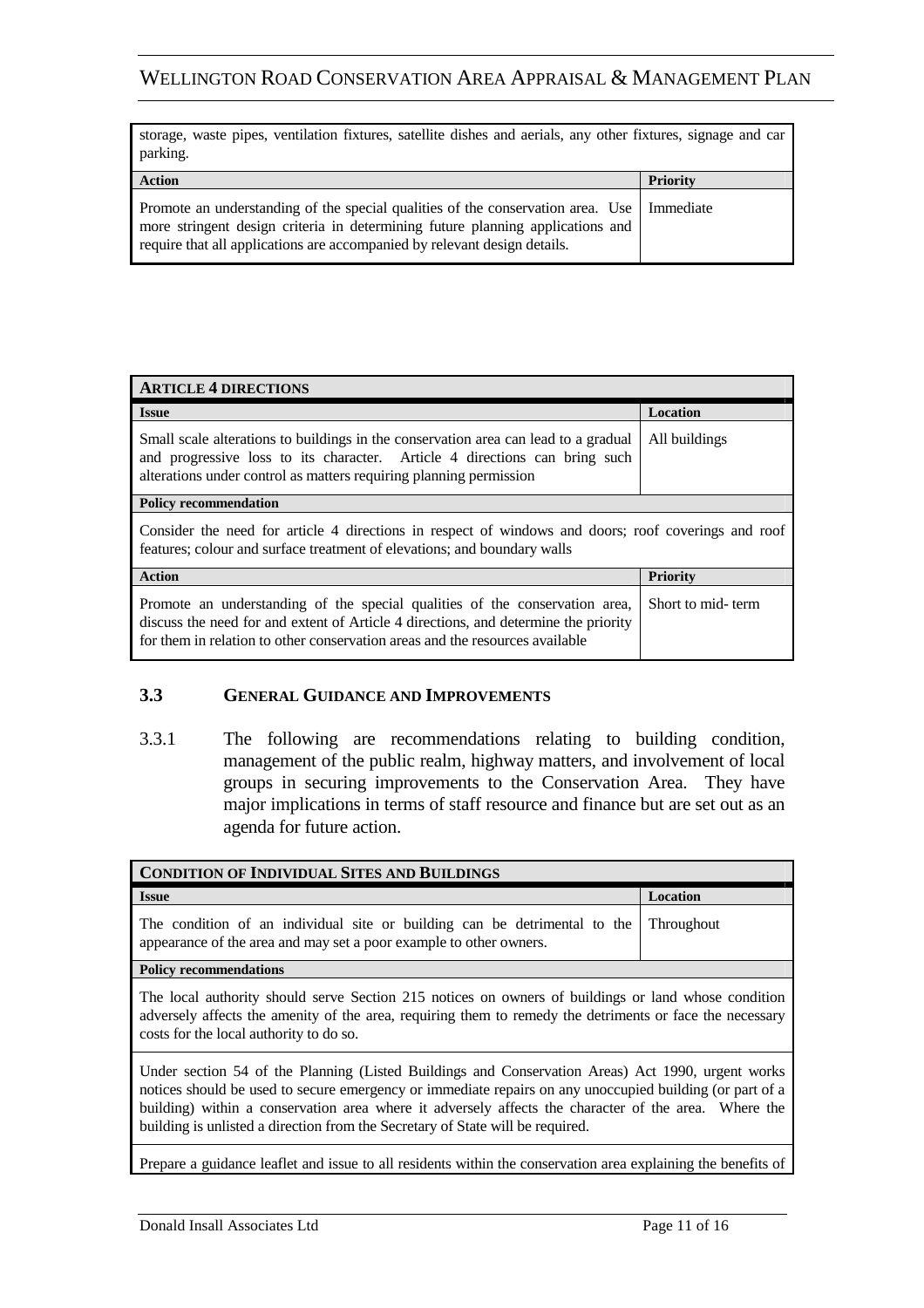| storage, waste pipes, ventilation fixtures, satellite dishes and aerials, any other fixtures, signage and car parking. | |
|---|---|
| **Action** | **Priority** |
| Promote an understanding of the special qualities of the conservation area. Use more stringent design criteria in determining future planning applications and require that all applications are accompanied by relevant design details. | Immediate |

| **ARTICLE 4 DIRECTIONS** | |
|---|---|
| **Issue** | **Location** |
| Small scale alterations to buildings in the conservation area can lead to a gradual and progressive loss to its character. Article 4 directions can bring such alterations under control as matters requiring planning permission | All buildings |
| **Policy recommendation** | |
| Consider the need for article 4 directions in respect of windows and doors; roof coverings and roof features; colour and surface treatment of elevations; and boundary walls | |
| **Action** | **Priority** |
| Promote an understanding of the special qualities of the conservation area, discuss the need for and extent of Article 4 directions, and determine the priority for them in relation to other conservation areas and the resources available | Short to mid- term |

### 3.3 GENERAL GUIDANCE AND IMPROVEMENTS

3.3.1 The following are recommendations relating to building condition, management of the public realm, highway matters, and involvement of local groups in securing improvements to the Conservation Area. They have major implications in terms of staff resource and finance but are set out as an agenda for future action.

| **CONDITION OF INDIVIDUAL SITES AND BUILDINGS** | |
|---|---|
| **Issue** | **Location** |
| The condition of an individual site or building can be detrimental to the appearance of the area and may set a poor example to other owners. | Throughout |
| **Policy recommendations** | |
| The local authority should serve Section 215 notices on owners of buildings or land whose condition adversely affects the amenity of the area, requiring them to remedy the detriments or face the necessary costs for the local authority to do so. | |
| Under section 54 of the Planning (Listed Buildings and Conservation Areas) Act 1990, urgent works notices should be used to secure emergency or immediate repairs on any unoccupied building (or part of a building) within a conservation area where it adversely affects the character of the area. Where the building is unlisted a direction from the Secretary of State will be required. | |
| Prepare a guidance leaflet and issue to all residents within the conservation area explaining the benefits of | |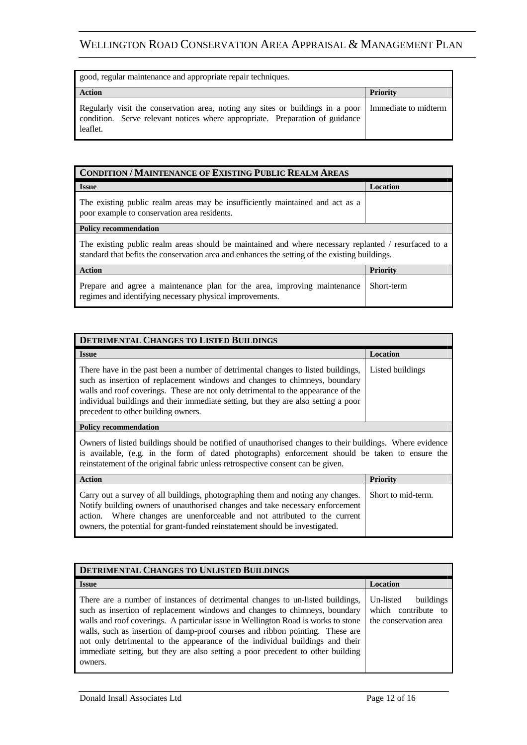| good, regular maintenance and appropriate repair techniques. | |
|---|---|
| **Action** | **Priority** |
| Regularly visit the conservation area, noting any sites or buildings in a poor condition. Serve relevant notices where appropriate. Preparation of guidance leaflet. | Immediate to midterm |

| **CONDITION / MAINTENANCE OF EXISTING PUBLIC REALM AREAS** | |
|---|---|
| **Issue** | **Location** |
| The existing public realm areas may be insufficiently maintained and act as a poor example to conservation area residents. | |
| **Policy recommendation** | |
| The existing public realm areas should be maintained and where necessary replanted / resurfaced to a standard that befits the conservation area and enhances the setting of the existing buildings. | |
| **Action** | **Priority** |
| Prepare and agree a maintenance plan for the area, improving maintenance regimes and identifying necessary physical improvements. | Short-term |

| **DETRIMENTAL CHANGES TO LISTED BUILDINGS** | |
|---|---|
| **Issue** | **Location** |
| There have in the past been a number of detrimental changes to listed buildings, such as insertion of replacement windows and changes to chimneys, boundary walls and roof coverings. These are not only detrimental to the appearance of the individual buildings and their immediate setting, but they are also setting a poor precedent to other building owners. | Listed buildings |
| **Policy recommendation** | |
| Owners of listed buildings should be notified of unauthorised changes to their buildings. Where evidence is available, (e.g. in the form of dated photographs) enforcement should be taken to ensure the reinstatement of the original fabric unless retrospective consent can be given. | |
| **Action** | **Priority** |
| Carry out a survey of all buildings, photographing them and noting any changes. Notify building owners of unauthorised changes and take necessary enforcement action. Where changes are unenforceable and not attributed to the current owners, the potential for grant-funded reinstatement should be investigated. | Short to mid-term. |

| **DETRIMENTAL CHANGES TO UNLISTED BUILDINGS** | |
|---|---|
| **Issue** | **Location** |
| There are a number of instances of detrimental changes to un-listed buildings, such as insertion of replacement windows and changes to chimneys, boundary walls and roof coverings. A particular issue in Wellington Road is works to stone walls, such as insertion of damp-proof courses and ribbon pointing. These are not only detrimental to the appearance of the individual buildings and their immediate setting, but they are also setting a poor precedent to other building owners. | Un-listed buildings which contribute to the conservation area |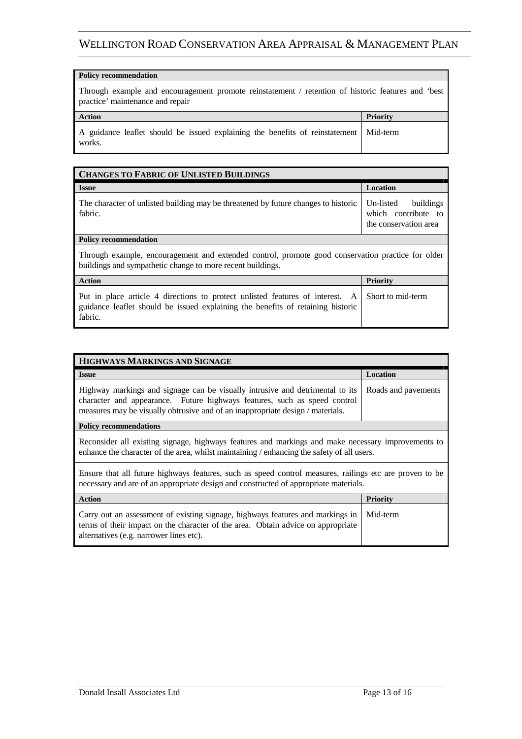| **Policy recommendation** | |
|---|---|
| Through example and encouragement promote reinstatement / retention of historic features and 'best practice' maintenance and repair | |
| **Action** | **Priority** |
| A guidance leaflet should be issued explaining the benefits of reinstatement works. | Mid-term |

| **CHANGES TO FABRIC OF UNLISTED BUILDINGS** | |
|---|---|
| **Issue** | **Location** |
| The character of unlisted building may be threatened by future changes to historic fabric. | Un-listed buildings which contribute to the conservation area |
| **Policy recommendation** | |
| Through example, encouragement and extended control, promote good conservation practice for older buildings and sympathetic change to more recent buildings. | |
| **Action** | **Priority** |
| Put in place article 4 directions to protect unlisted features of interest. A guidance leaflet should be issued explaining the benefits of retaining historic fabric. | Short to mid-term |

| **HIGHWAYS MARKINGS AND SIGNAGE** | |
|---|---|
| **Issue** | **Location** |
| Highway markings and signage can be visually intrusive and detrimental to its character and appearance. Future highways features, such as speed control measures may be visually obtrusive and of an inappropriate design / materials. | Roads and pavements |
| **Policy recommendations** | |
| Reconsider all existing signage, highways features and markings and make necessary improvements to enhance the character of the area, whilst maintaining / enhancing the safety of all users. | |
| Ensure that all future highways features, such as speed control measures, railings etc are proven to be necessary and are of an appropriate design and constructed of appropriate materials. | |
| **Action** | **Priority** |
| Carry out an assessment of existing signage, highways features and markings in terms of their impact on the character of the area. Obtain advice on appropriate alternatives (e.g. narrower lines etc). | Mid-term |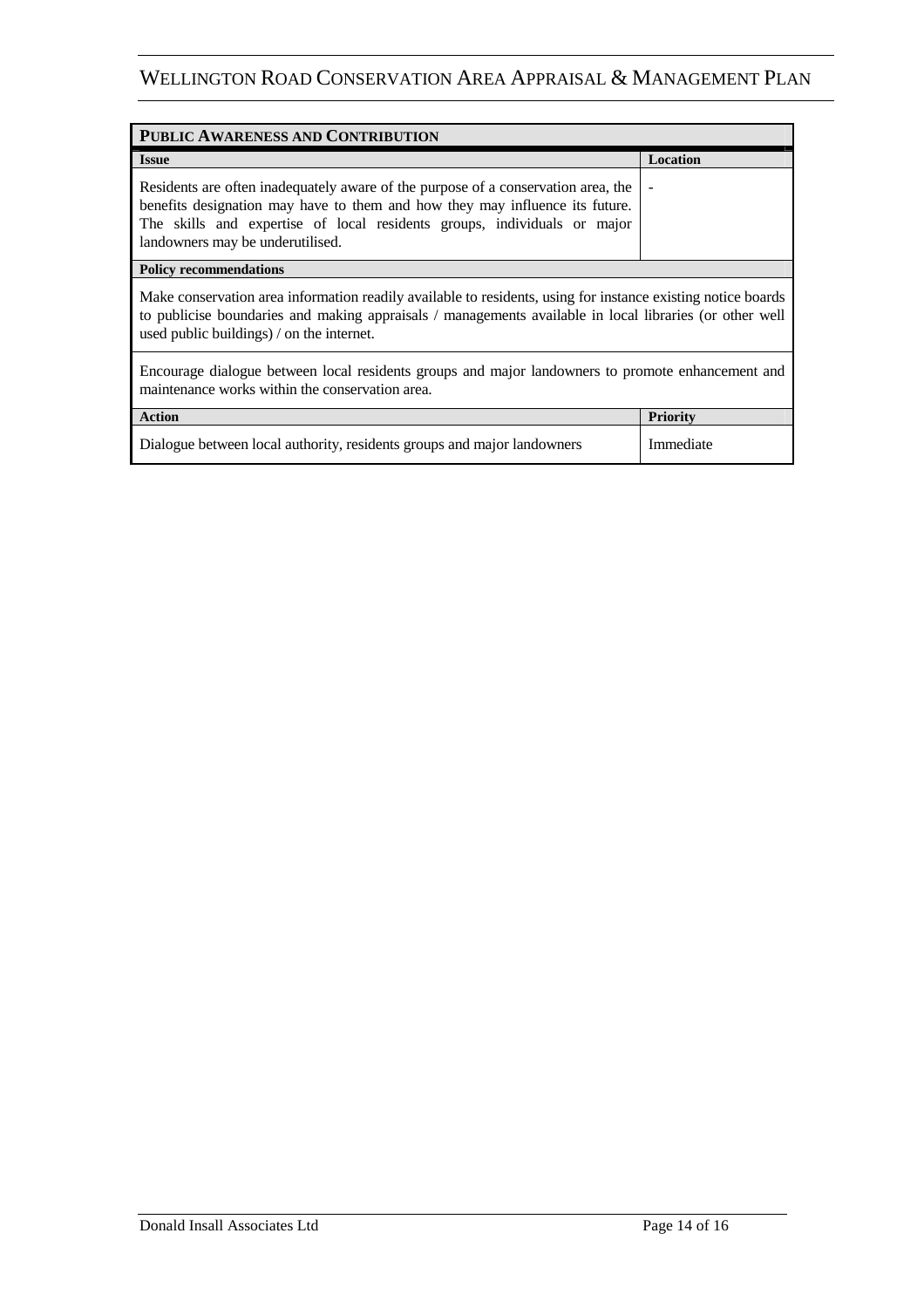| **Public Awareness and Contribution** | |
|---|---|
| **Issue** | **Location** |
| Residents are often inadequately aware of the purpose of a conservation area, the benefits designation may have to them and how they may influence its future. The skills and expertise of local residents groups, individuals or major landowners may be underutilised. | - |
| **Policy recommendations** | |
| Make conservation area information readily available to residents, using for instance existing notice boards to publicise boundaries and making appraisals / managements available in local libraries (or other well used public buildings) / on the internet. | |
| Encourage dialogue between local residents groups and major landowners to promote enhancement and maintenance works within the conservation area. | |
| **Action** | **Priority** |
| Dialogue between local authority, residents groups and major landowners | Immediate |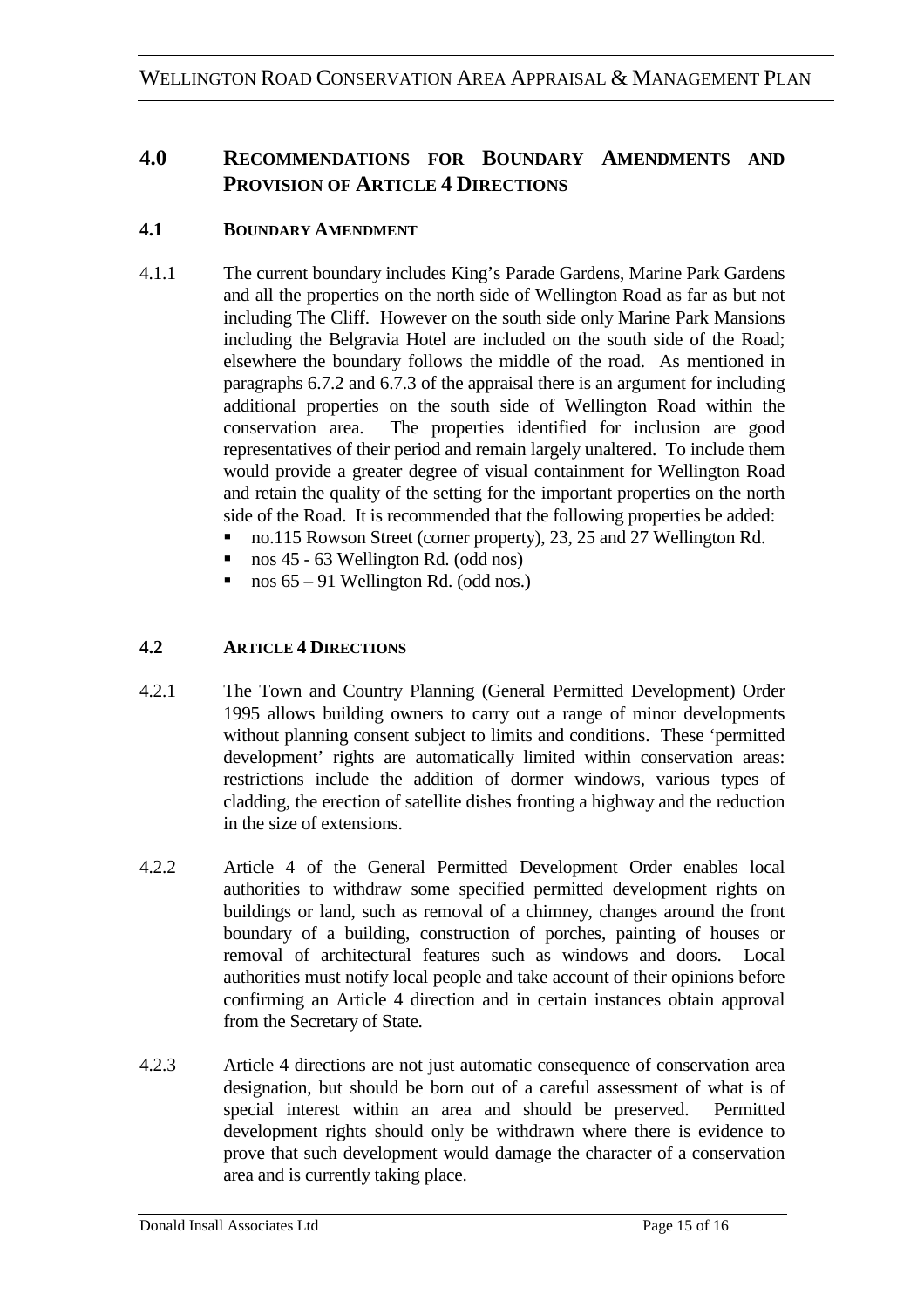## 4.0 RECOMMENDATIONS FOR BOUNDARY AMENDMENTS AND PROVISION OF ARTICLE 4 DIRECTIONS

### 4.1 BOUNDARY AMENDMENT

4.1.1 The current boundary includes King's Parade Gardens, Marine Park Gardens and all the properties on the north side of Wellington Road as far as but not including The Cliff. However on the south side only Marine Park Mansions including the Belgravia Hotel are included on the south side of the Road; elsewhere the boundary follows the middle of the road. As mentioned in paragraphs 6.7.2 and 6.7.3 of the appraisal there is an argument for including additional properties on the south side of Wellington Road within the conservation area. The properties identified for inclusion are good representatives of their period and remain largely unaltered. To include them would provide a greater degree of visual containment for Wellington Road and retain the quality of the setting for the important properties on the north side of the Road. It is recommended that the following properties be added:

- no.115 Rowson Street (corner property), 23, 25 and 27 Wellington Rd.
- nos 45 - 63 Wellington Rd. (odd nos)
- nos 65 – 91 Wellington Rd. (odd nos.)

### 4.2 ARTICLE 4 DIRECTIONS

4.2.1 The Town and Country Planning (General Permitted Development) Order 1995 allows building owners to carry out a range of minor developments without planning consent subject to limits and conditions. These 'permitted development' rights are automatically limited within conservation areas: restrictions include the addition of dormer windows, various types of cladding, the erection of satellite dishes fronting a highway and the reduction in the size of extensions.

4.2.2 Article 4 of the General Permitted Development Order enables local authorities to withdraw some specified permitted development rights on buildings or land, such as removal of a chimney, changes around the front boundary of a building, construction of porches, painting of houses or removal of architectural features such as windows and doors. Local authorities must notify local people and take account of their opinions before confirming an Article 4 direction and in certain instances obtain approval from the Secretary of State.

4.2.3 Article 4 directions are not just automatic consequence of conservation area designation, but should be born out of a careful assessment of what is of special interest within an area and should be preserved. Permitted development rights should only be withdrawn where there is evidence to prove that such development would damage the character of a conservation area and is currently taking place.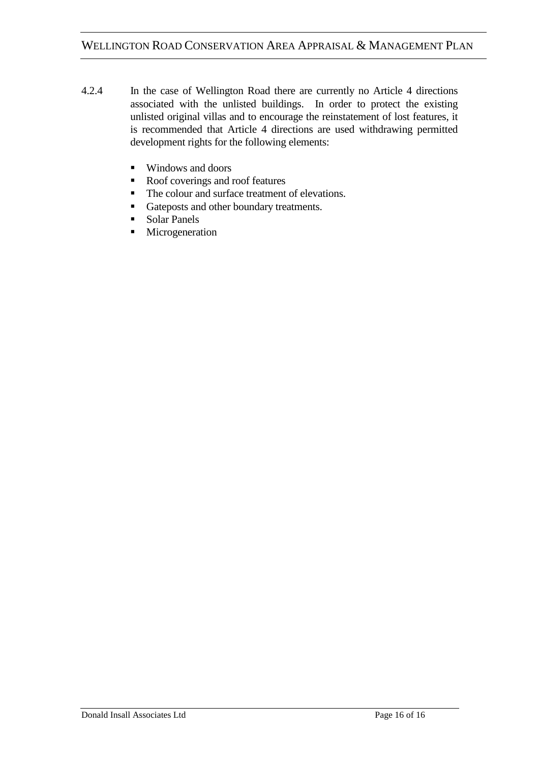4.2.4 In the case of Wellington Road there are currently no Article 4 directions associated with the unlisted buildings. In order to protect the existing unlisted original villas and to encourage the reinstatement of lost features, it is recommended that Article 4 directions are used withdrawing permitted development rights for the following elements:

- Windows and doors
- Roof coverings and roof features
- The colour and surface treatment of elevations.
- Gateposts and other boundary treatments.
- Solar Panels
- Microgeneration